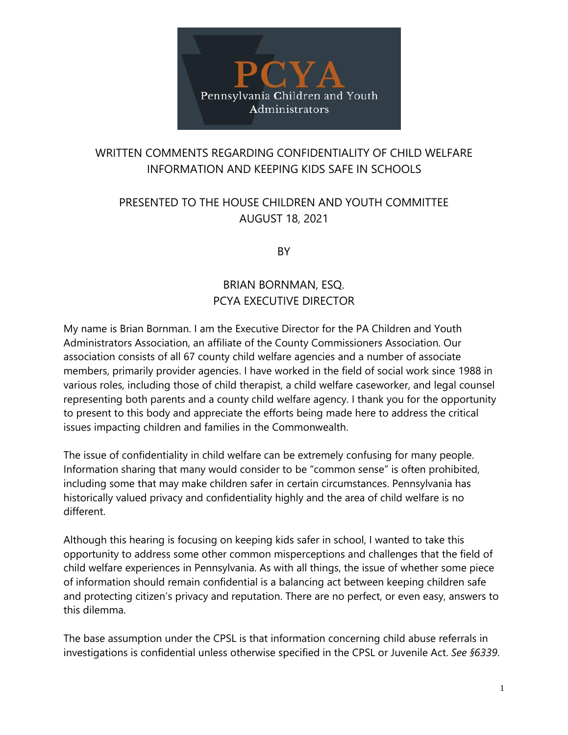PCYA

Pennsylvania Children and Youth Administrators

# WRITTEN COMMENTS REGARDING CONFIDENTIALITY OF CHILD WELFARE INFORMATION AND KEEPING KIDS SAFE IN SCHOOLS

PRESENTED TO THE HOUSE CHILDREN AND YOUTH COMMITTEE
AUGUST 18, 2021

BY

BRIAN BORNMAN, ESQ.
PCYA EXECUTIVE DIRECTOR

My name is Brian Bornman. I am the Executive Director for the PA Children and Youth Administrators Association, an affiliate of the County Commissioners Association. Our association consists of all 67 county child welfare agencies and a number of associate members, primarily provider agencies. I have worked in the field of social work since 1988 in various roles, including those of child therapist, a child welfare caseworker, and legal counsel representing both parents and a county child welfare agency. I thank you for the opportunity to present to this body and appreciate the efforts being made here to address the critical issues impacting children and families in the Commonwealth.

The issue of confidentiality in child welfare can be extremely confusing for many people. Information sharing that many would consider to be "common sense" is often prohibited, including some that may make children safer in certain circumstances. Pennsylvania has historically valued privacy and confidentiality highly and the area of child welfare is no different.

Although this hearing is focusing on keeping kids safer in school, I wanted to take this opportunity to address some other common misperceptions and challenges that the field of child welfare experiences in Pennsylvania. As with all things, the issue of whether some piece of information should remain confidential is a balancing act between keeping children safe and protecting citizen's privacy and reputation. There are no perfect, or even easy, answers to this dilemma.

The base assumption under the CPSL is that information concerning child abuse referrals in investigations is confidential unless otherwise specified in the CPSL or Juvenile Act. *See §6339*.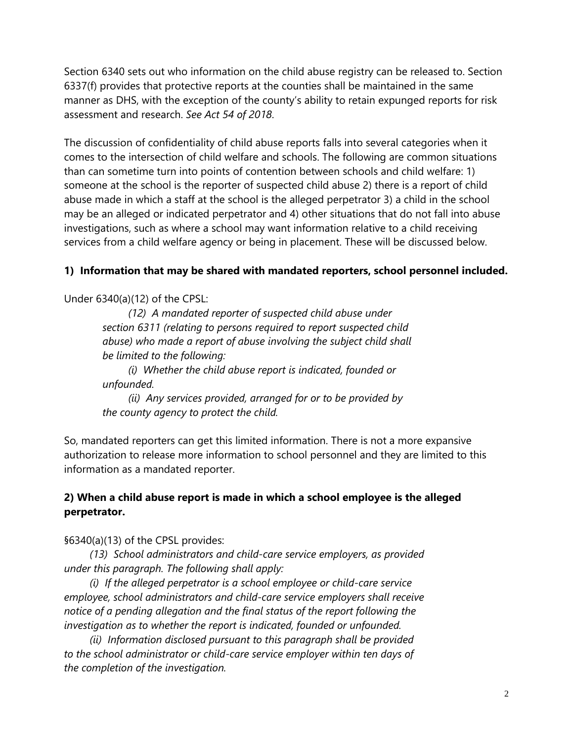Section 6340 sets out who information on the child abuse registry can be released to. Section 6337(f) provides that protective reports at the counties shall be maintained in the same manner as DHS, with the exception of the county's ability to retain expunged reports for risk assessment and research. *See Act 54 of 2018*.

The discussion of confidentiality of child abuse reports falls into several categories when it comes to the intersection of child welfare and schools. The following are common situations than can sometime turn into points of contention between schools and child welfare: 1) someone at the school is the reporter of suspected child abuse 2) there is a report of child abuse made in which a staff at the school is the alleged perpetrator 3) a child in the school may be an alleged or indicated perpetrator and 4) other situations that do not fall into abuse investigations, such as where a school may want information relative to a child receiving services from a child welfare agency or being in placement. These will be discussed below.

**1) Information that may be shared with mandated reporters, school personnel included.**

Under 6340(a)(12) of the CPSL:

> *(12) A mandated reporter of suspected child abuse under section 6311 (relating to persons required to report suspected child abuse) who made a report of abuse involving the subject child shall be limited to the following:*
>
> *(i) Whether the child abuse report is indicated, founded or unfounded.*
>
> *(ii) Any services provided, arranged for or to be provided by the county agency to protect the child.*

So, mandated reporters can get this limited information. There is not a more expansive authorization to release more information to school personnel and they are limited to this information as a mandated reporter.

**2) When a child abuse report is made in which a school employee is the alleged perpetrator.**

§6340(a)(13) of the CPSL provides:

> *(13) School administrators and child-care service employers, as provided under this paragraph. The following shall apply:*
>
> *(i) If the alleged perpetrator is a school employee or child-care service employee, school administrators and child-care service employers shall receive notice of a pending allegation and the final status of the report following the investigation as to whether the report is indicated, founded or unfounded.*
>
> *(ii) Information disclosed pursuant to this paragraph shall be provided to the school administrator or child-care service employer within ten days of the completion of the investigation.*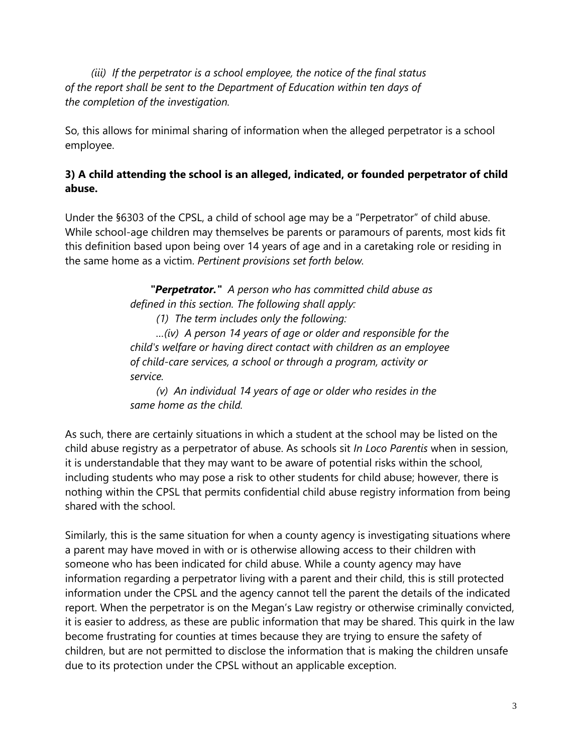*(iii) If the perpetrator is a school employee, the notice of the final status of the report shall be sent to the Department of Education within ten days of the completion of the investigation.*

So, this allows for minimal sharing of information when the alleged perpetrator is a school employee.

**3) A child attending the school is an alleged, indicated, or founded perpetrator of child abuse.**

Under the §6303 of the CPSL, a child of school age may be a "Perpetrator" of child abuse. While school-age children may themselves be parents or paramours of parents, most kids fit this definition based upon being over 14 years of age and in a caretaking role or residing in the same home as a victim. *Pertinent provisions set forth below.*

> ***"Perpetrator."*** *A person who has committed child abuse as defined in this section. The following shall apply:*
>
> *(1) The term includes only the following:*
>
> *...(iv) A person 14 years of age or older and responsible for the child's welfare or having direct contact with children as an employee of child-care services, a school or through a program, activity or service.*
>
> *(v) An individual 14 years of age or older who resides in the same home as the child.*

As such, there are certainly situations in which a student at the school may be listed on the child abuse registry as a perpetrator of abuse. As schools sit *In Loco Parentis* when in session, it is understandable that they may want to be aware of potential risks within the school, including students who may pose a risk to other students for child abuse; however, there is nothing within the CPSL that permits confidential child abuse registry information from being shared with the school.

Similarly, this is the same situation for when a county agency is investigating situations where a parent may have moved in with or is otherwise allowing access to their children with someone who has been indicated for child abuse. While a county agency may have information regarding a perpetrator living with a parent and their child, this is still protected information under the CPSL and the agency cannot tell the parent the details of the indicated report. When the perpetrator is on the Megan's Law registry or otherwise criminally convicted, it is easier to address, as these are public information that may be shared. This quirk in the law become frustrating for counties at times because they are trying to ensure the safety of children, but are not permitted to disclose the information that is making the children unsafe due to its protection under the CPSL without an applicable exception.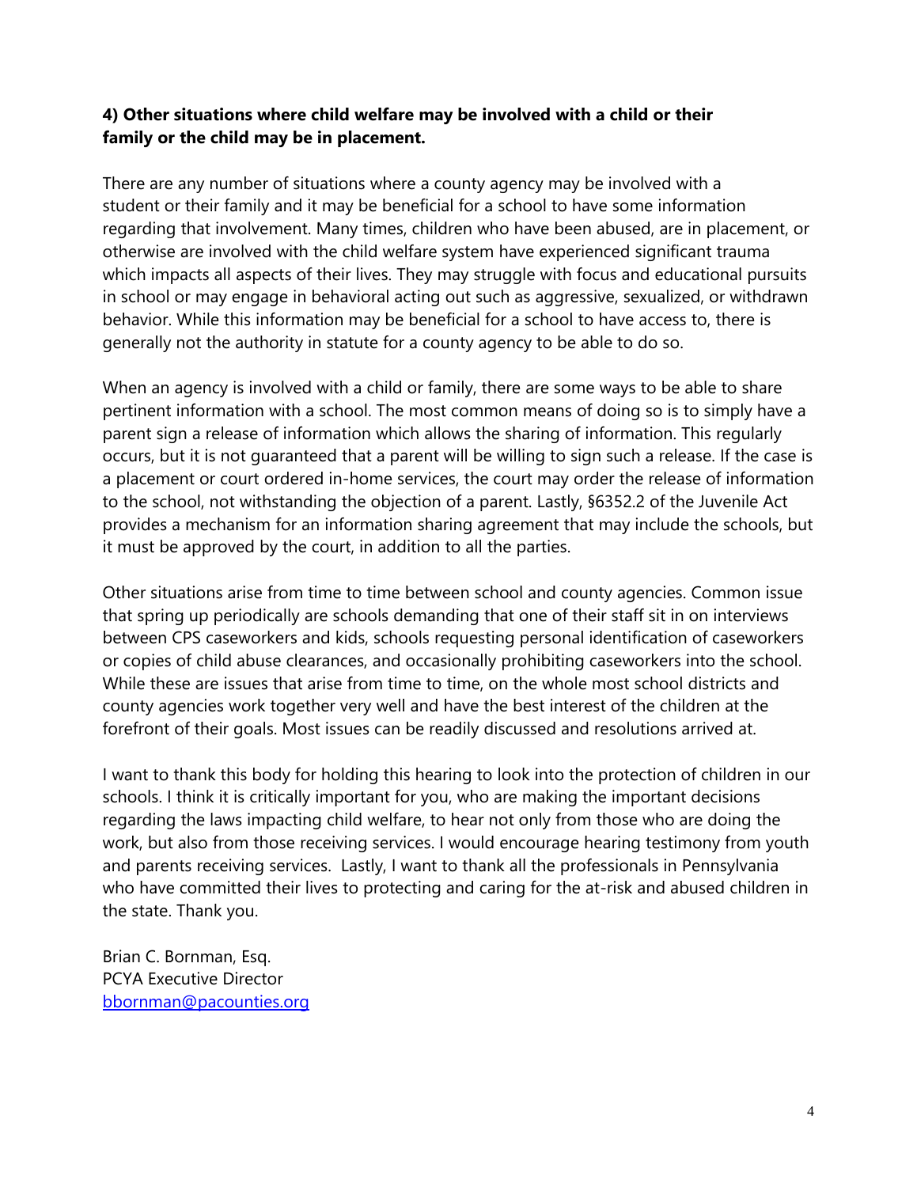**4) Other situations where child welfare may be involved with a child or their family or the child may be in placement.**

There are any number of situations where a county agency may be involved with a student or their family and it may be beneficial for a school to have some information regarding that involvement. Many times, children who have been abused, are in placement, or otherwise are involved with the child welfare system have experienced significant trauma which impacts all aspects of their lives. They may struggle with focus and educational pursuits in school or may engage in behavioral acting out such as aggressive, sexualized, or withdrawn behavior. While this information may be beneficial for a school to have access to, there is generally not the authority in statute for a county agency to be able to do so.

When an agency is involved with a child or family, there are some ways to be able to share pertinent information with a school. The most common means of doing so is to simply have a parent sign a release of information which allows the sharing of information. This regularly occurs, but it is not guaranteed that a parent will be willing to sign such a release. If the case is a placement or court ordered in-home services, the court may order the release of information to the school, not withstanding the objection of a parent. Lastly, §6352.2 of the Juvenile Act provides a mechanism for an information sharing agreement that may include the schools, but it must be approved by the court, in addition to all the parties.

Other situations arise from time to time between school and county agencies. Common issue that spring up periodically are schools demanding that one of their staff sit in on interviews between CPS caseworkers and kids, schools requesting personal identification of caseworkers or copies of child abuse clearances, and occasionally prohibiting caseworkers into the school. While these are issues that arise from time to time, on the whole most school districts and county agencies work together very well and have the best interest of the children at the forefront of their goals. Most issues can be readily discussed and resolutions arrived at.

I want to thank this body for holding this hearing to look into the protection of children in our schools. I think it is critically important for you, who are making the important decisions regarding the laws impacting child welfare, to hear not only from those who are doing the work, but also from those receiving services. I would encourage hearing testimony from youth and parents receiving services. Lastly, I want to thank all the professionals in Pennsylvania who have committed their lives to protecting and caring for the at-risk and abused children in the state. Thank you.

Brian C. Bornman, Esq.
PCYA Executive Director
bbornman@pacounties.org